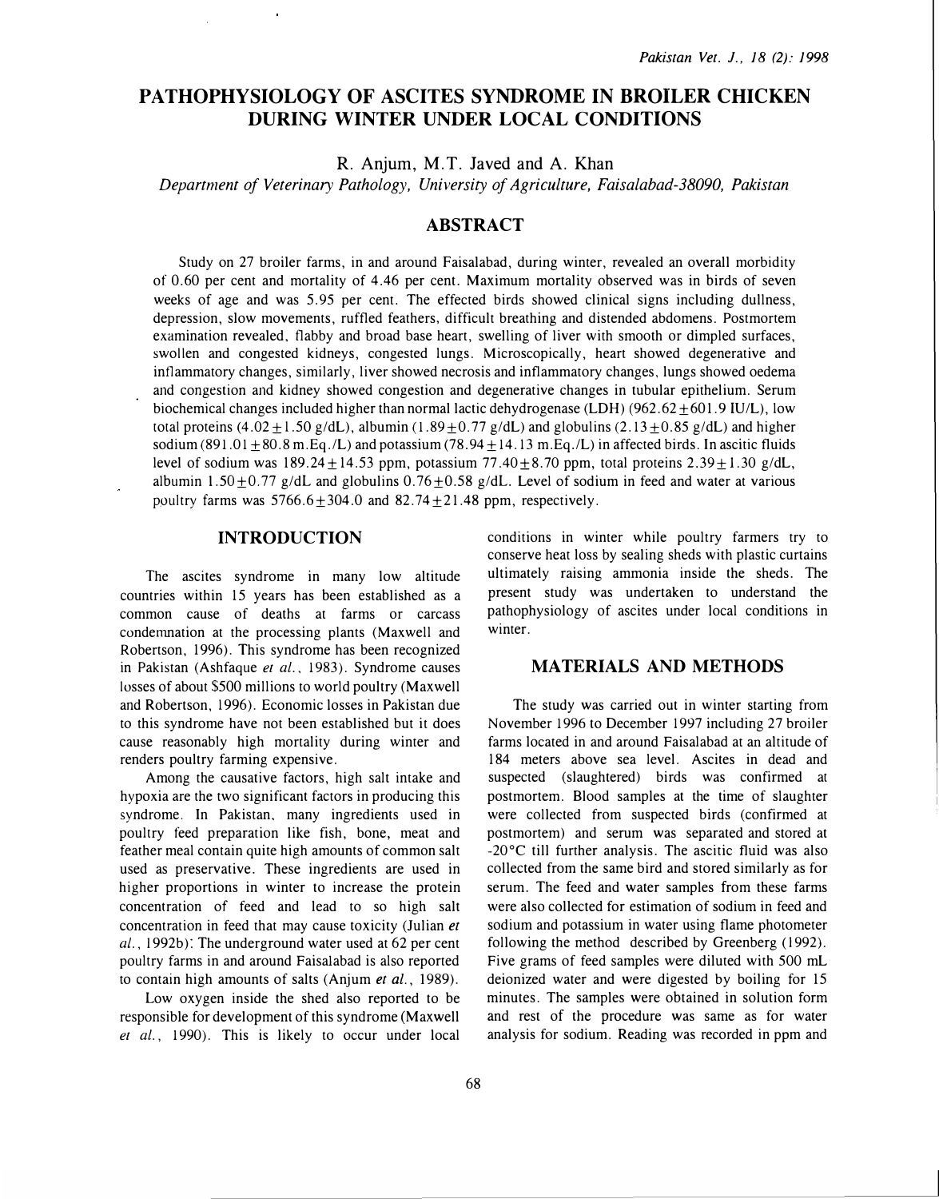# PATHOPHYSIOLOGY OF ASCITES SYNDROME IN BROILER CHICKEN DURING WINTER UNDER LOCAL CONDITIONS

R. Anjum, M.T. Javed and A. Khan

*Department of Veterinary Pathology, University of Agriculture, Faisalabad-38090, Pakistan*

## ABSTRACT

Study on 27 broiler farms, in and around Faisalabad, during winter, revealed an overall morbidity of 0.60 per cent and mortality of 4.46 per cent. Maximum mortality observed was in birds of seven weeks of age and was 5.95 per cent. The effected birds showed clinical signs including dullness, depression, slow movements, ruffled feathers, difficult breathing and distended abdomens. Postmortem examination revealed, flabby and broad base heart, swelling of liver with smooth or dimpled surfaces, swollen and congested kidneys, congested lungs. Microscopically, heart showed degenerative and inflammatory changes, similarly, liver showed necrosis and inflammatory changes, lungs showed oedema and congestion and kidney showed congestion and degenerative changes in tubular epithelium. Serum biochemical changes included higher than normal lactic dehydrogenase (LDH) ($962.62 \pm 601.9$ IU/L), low total proteins ($4.02 \pm 1.50$ g/dL), albumin ($1.89 \pm 0.77$ g/dL) and globulins ($2.13 \pm 0.85$ g/dL) and higher sodium ($891.01 \pm 80.8$ m.Eq./L) and potassium ($78.94 \pm 14.13$ m.Eq./L) in affected birds. In ascitic fluids level of sodium was $189.24 \pm 14.53$ ppm, potassium $77.40 \pm 8.70$ ppm, total proteins $2.39 \pm 1.30$ g/dL, albumin $1.50 \pm 0.77$ g/dL and globulins $0.76 \pm 0.58$ g/dL. Level of sodium in feed and water at various poultry farms was $5766.6 \pm 304.0$ and $82.74 \pm 21.48$ ppm, respectively.

## INTRODUCTION

The ascites syndrome in many low altitude countries within 15 years has been established as a common cause of deaths at farms or carcass condemnation at the processing plants (Maxwell and Robertson, 1996). This syndrome has been recognized in Pakistan (Ashfaque *et al.*, 1983). Syndrome causes losses of about $500 millions to world poultry (Maxwell and Robertson, 1996). Economic losses in Pakistan due to this syndrome have not been established but it does cause reasonably high mortality during winter and renders poultry farming expensive.

Among the causative factors, high salt intake and hypoxia are the two significant factors in producing this syndrome. In Pakistan, many ingredients used in poultry feed preparation like fish, bone, meat and feather meal contain quite high amounts of common salt used as preservative. These ingredients are used in higher proportions in winter to increase the protein concentration of feed and lead to so high salt concentration in feed that may cause toxicity (Julian *et al.*, 1992b). The underground water used at 62 per cent poultry farms in and around Faisalabad is also reported to contain high amounts of salts (Anjum *et al.*, 1989).

Low oxygen inside the shed also reported to be responsible for development of this syndrome (Maxwell *et al.*, 1990). This is likely to occur under local conditions in winter while poultry farmers try to conserve heat loss by sealing sheds with plastic curtains ultimately raising ammonia inside the sheds. The present study was undertaken to understand the pathophysiology of ascites under local conditions in winter.

## MATERIALS AND METHODS

The study was carried out in winter starting from November 1996 to December 1997 including 27 broiler farms located in and around Faisalabad at an altitude of 184 meters above sea level. Ascites in dead and suspected (slaughtered) birds was confirmed at postmortem. Blood samples at the time of slaughter were collected from suspected birds (confirmed at postmortem) and serum was separated and stored at -20°C till further analysis. The ascitic fluid was also collected from the same bird and stored similarly as for serum. The feed and water samples from these farms were also collected for estimation of sodium in feed and sodium and potassium in water using flame photometer following the method described by Greenberg (1992). Five grams of feed samples were diluted with 500 mL deionized water and were digested by boiling for 15 minutes. The samples were obtained in solution form and rest of the procedure was same as for water analysis for sodium. Reading was recorded in ppm and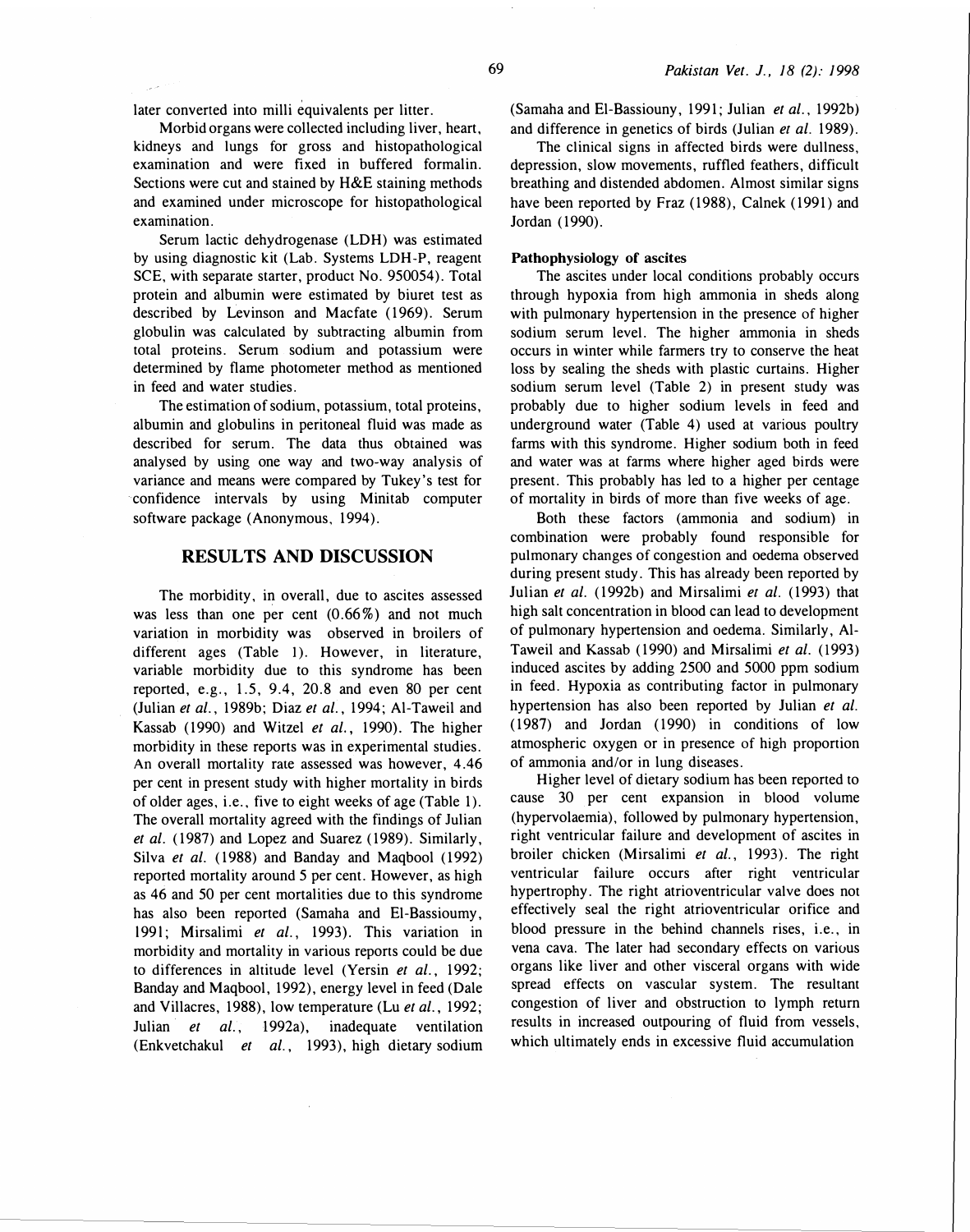later converted into milli equivalents per litter.

Morbid organs were collected including liver, heart, kidneys and lungs for gross and histopathological examination and were fixed in buffered formalin. Sections were cut and stained by H&E staining methods and examined under microscope for histopathological examination.

Serum lactic dehydrogenase (LDH) was estimated by using diagnostic kit (Lab. Systems LDH-P, reagent SCE, with separate starter, product No. 950054). Total protein and albumin were estimated by biuret test as described by Levinson and Macfate (1969). Serum globulin was calculated by subtracting albumin from total proteins. Serum sodium and potassium were determined by flame photometer method as mentioned in feed and water studies.

The estimation of sodium, potassium, total proteins, albumin and globulins in peritoneal fluid was made as described for serum. The data thus obtained was analysed by using one way and two-way analysis of variance and means were compared by Tukey's test for confidence intervals by using Minitab computer software package (Anonymous, 1994).

## RESULTS AND DISCUSSION

The morbidity, in overall, due to ascites assessed was less than one per cent (0.66%) and not much variation in morbidity was observed in broilers of different ages (Table 1). However, in literature, variable morbidity due to this syndrome has been reported, e.g., 1.5, 9.4, 20.8 and even 80 per cent (Julian *et al.*, 1989b; Diaz *et al.*, 1994; Al-Taweil and Kassab (1990) and Witzel *et al.*, 1990). The higher morbidity in these reports was in experimental studies. An overall mortality rate assessed was however, 4.46 per cent in present study with higher mortality in birds of older ages, i.e., five to eight weeks of age (Table 1). The overall mortality agreed with the findings of Julian *et al.* (1987) and Lopez and Suarez (1989). Similarly, Silva *et al.* (1988) and Banday and Maqbool (1992) reported mortality around 5 per cent. However, as high as 46 and 50 per cent mortalities due to this syndrome has also been reported (Samaha and El-Bassioumy, 1991; Mirsalimi *et al.*, 1993). This variation in morbidity and mortality in various reports could be due to differences in altitude level (Yersin *et al.*, 1992; Banday and Maqbool, 1992), energy level in feed (Dale and Villacres, 1988), low temperature (Lu *et al.*, 1992; Julian *et al.*, 1992a), inadequate ventilation (Enkvetchakul *et al.*, 1993), high dietary sodium (Samaha and El-Bassiouny, 1991; Julian *et al.*, 1992b) and difference in genetics of birds (Julian *et al.* 1989).

The clinical signs in affected birds were dullness, depression, slow movements, ruffled feathers, difficult breathing and distended abdomen. Almost similar signs have been reported by Fraz (1988), Calnek (1991) and Jordan (1990).

### Pathophysiology of ascites

The ascites under local conditions probably occurs through hypoxia from high ammonia in sheds along with pulmonary hypertension in the presence of higher sodium serum level. The higher ammonia in sheds occurs in winter while farmers try to conserve the heat loss by sealing the sheds with plastic curtains. Higher sodium serum level (Table 2) in present study was probably due to higher sodium levels in feed and underground water (Table 4) used at various poultry farms with this syndrome. Higher sodium both in feed and water was at farms where higher aged birds were present. This probably has led to a higher per centage of mortality in birds of more than five weeks of age.

Both these factors (ammonia and sodium) in combination were probably found responsible for pulmonary changes of congestion and oedema observed during present study. This has already been reported by Julian *et al.* (1992b) and Mirsalimi *et al.* (1993) that high salt concentration in blood can lead to development of pulmonary hypertension and oedema. Similarly, Al-Taweil and Kassab (1990) and Mirsalimi *et al.* (1993) induced ascites by adding 2500 and 5000 ppm sodium in feed. Hypoxia as contributing factor in pulmonary hypertension has also been reported by Julian *et al.* (1987) and Jordan (1990) in conditions of low atmospheric oxygen or in presence of high proportion of ammonia and/or in lung diseases.

Higher level of dietary sodium has been reported to cause 30 per cent expansion in blood volume (hypervolaemia), followed by pulmonary hypertension, right ventricular failure and development of ascites in broiler chicken (Mirsalimi *et al.*, 1993). The right ventricular failure occurs after right ventricular hypertrophy. The right atrioventricular valve does not effectively seal the right atrioventricular orifice and blood pressure in the behind channels rises, i.e., in vena cava. The later had secondary effects on various organs like liver and other visceral organs with wide spread effects on vascular system. The resultant congestion of liver and obstruction to lymph return results in increased outpouring of fluid from vessels, which ultimately ends in excessive fluid accumulation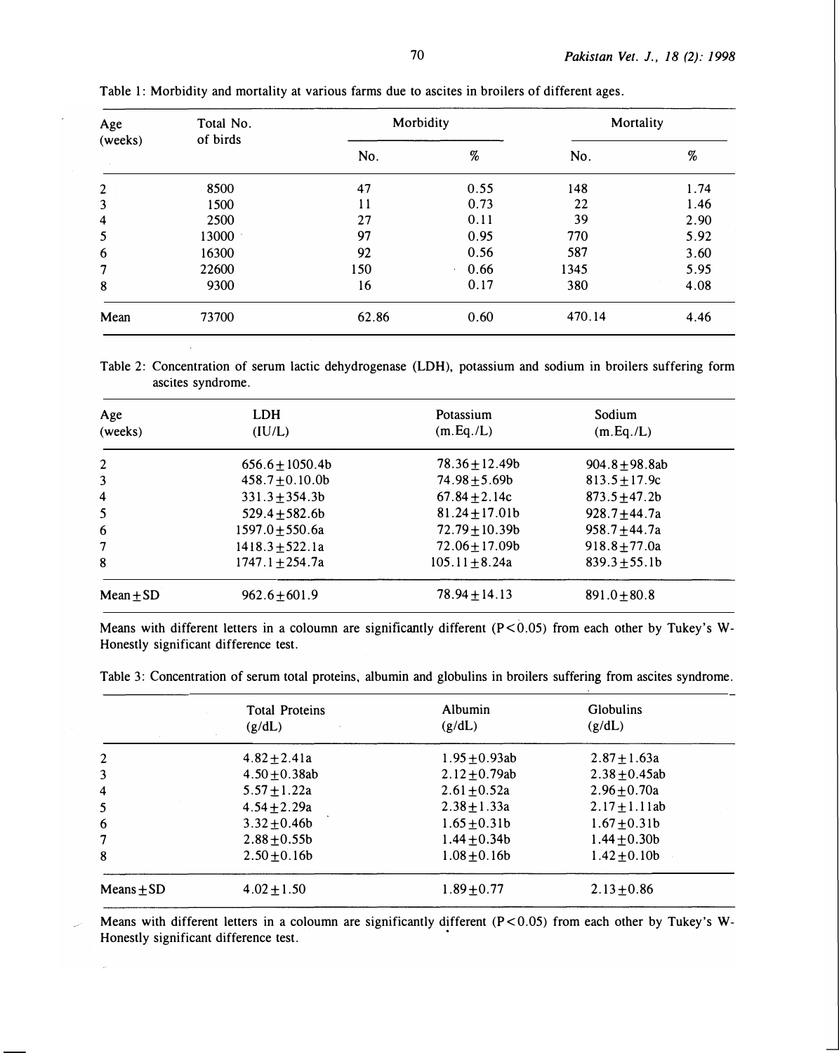Table 1: Morbidity and mortality at various farms due to ascites in broilers of different ages.

| Age (weeks) | Total No. of birds | Morbidity | | Mortality | |
|---|---|---|---|---|---|
| | | No. | % | No. | % |
| 2 | 8500 | 47 | 0.55 | 148 | 1.74 |
| 3 | 1500 | 11 | 0.73 | 22 | 1.46 |
| 4 | 2500 | 27 | 0.11 | 39 | 2.90 |
| 5 | 13000 | 97 | 0.95 | 770 | 5.92 |
| 6 | 16300 | 92 | 0.56 | 587 | 3.60 |
| 7 | 22600 | 150 | 0.66 | 1345 | 5.95 |
| 8 | 9300 | 16 | 0.17 | 380 | 4.08 |
| Mean | 73700 | 62.86 | 0.60 | 470.14 | 4.46 |

Table 2: Concentration of serum lactic dehydrogenase (LDH), potassium and sodium in broilers suffering form ascites syndrome.

| Age (weeks) | LDH (IU/L) | Potassium (m.Eq./L) | Sodium (m.Eq./L) |
|---|---|---|---|
| 2 | 656.6±1050.4b | 78.36±12.49b | 904.8±98.8ab |
| 3 | 458.7±0.10.0b | 74.98±5.69b | 813.5±17.9c |
| 4 | 331.3±354.3b | 67.84±2.14c | 873.5±47.2b |
| 5 | 529.4±582.6b | 81.24±17.01b | 928.7±44.7a |
| 6 | 1597.0±550.6a | 72.79±10.39b | 958.7±44.7a |
| 7 | 1418.3±522.1a | 72.06±17.09b | 918.8±77.0a |
| 8 | 1747.1±254.7a | 105.11±8.24a | 839.3±55.1b |
| Mean±SD | 962.6±601.9 | 78.94±14.13 | 891.0±80.8 |

Means with different letters in a coloumn are significantly different ($P<0.05$) from each other by Tukey's W-Honestly significant difference test.

Table 3: Concentration of serum total proteins, albumin and globulins in broilers suffering from ascites syndrome.

| | Total Proteins (g/dL) | Albumin (g/dL) | Globulins (g/dL) |
|---|---|---|---|
| 2 | 4.82±2.41a | 1.95±0.93ab | 2.87±1.63a |
| 3 | 4.50±0.38ab | 2.12±0.79ab | 2.38±0.45ab |
| 4 | 5.57±1.22a | 2.61±0.52a | 2.96±0.70a |
| 5 | 4.54±2.29a | 2.38±1.33a | 2.17±1.11ab |
| 6 | 3.32±0.46b | 1.65±0.31b | 1.67±0.31b |
| 7 | 2.88±0.55b | 1.44±0.34b | 1.44±0.30b |
| 8 | 2.50±0.16b | 1.08±0.16b | 1.42±0.10b |
| Means±SD | 4.02±1.50 | 1.89±0.77 | 2.13±0.86 |

Means with different letters in a coloumn are significantly different ($P<0.05$) from each other by Tukey's W-Honestly significant difference test.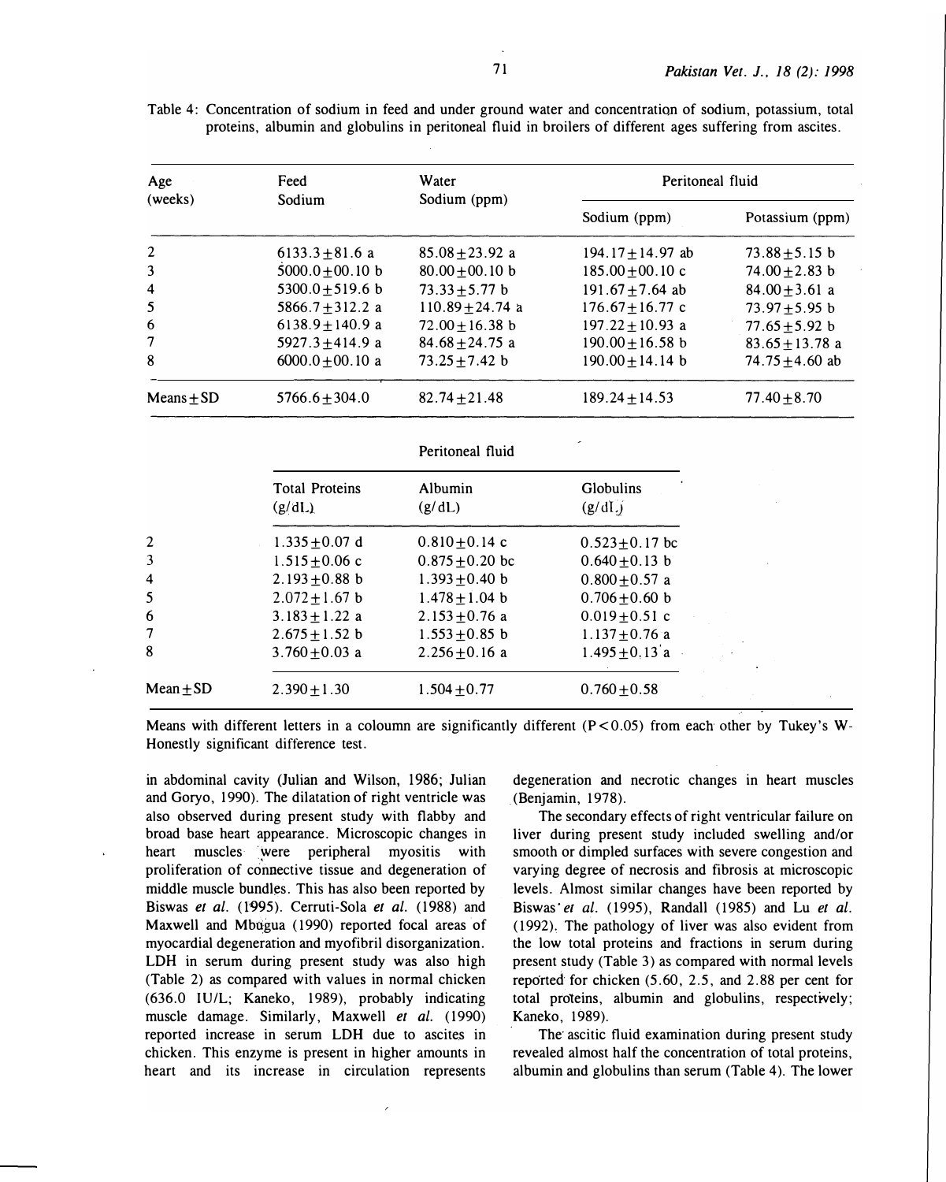Table 4: Concentration of sodium in feed and under ground water and concentration of sodium, potassium, total proteins, albumin and globulins in peritoneal fluid in broilers of different ages suffering from ascites.

| Age (weeks) | Feed Sodium | Water Sodium (ppm) | Peritoneal fluid | |
|---|---|---|---|---|
| | | | Sodium (ppm) | Potassium (ppm) |
| 2 | 6133.3±81.6 a | 85.08±23.92 a | 194.17±14.97 ab | 73.88±5.15 b |
| 3 | 5000.0±00.10 b | 80.00±00.10 b | 185.00±00.10 c | 74.00±2.83 b |
| 4 | 5300.0±519.6 b | 73.33±5.77 b | 191.67±7.64 ab | 84.00±3.61 a |
| 5 | 5866.7±312.2 a | 110.89±24.74 a | 176.67±16.77 c | 73.97±5.95 b |
| 6 | 6138.9±140.9 a | 72.00±16.38 b | 197.22±10.93 a | 77.65±5.92 b |
| 7 | 5927.3±414.9 a | 84.68±24.75 a | 190.00±16.58 b | 83.65±13.78 a |
| 8 | 6000.0±00.10 a | 73.25±7.42 b | 190.00±14.14 b | 74.75±4.60 ab |
| Means±SD | 5766.6±304.0 | 82.74±21.48 | 189.24±14.53 | 77.40±8.70 |

| | Peritoneal fluid | | |
|---|---|---|---|
| | Total Proteins (g/dL) | Albumin (g/dL) | Globulins (g/dL) |
| 2 | 1.335±0.07 d | 0.810±0.14 c | 0.523±0.17 bc |
| 3 | 1.515±0.06 c | 0.875±0.20 bc | 0.640±0.13 b |
| 4 | 2.193±0.88 b | 1.393±0.40 b | 0.800±0.57 a |
| 5 | 2.072±1.67 b | 1.478±1.04 b | 0.706±0.60 b |
| 6 | 3.183±1.22 a | 2.153±0.76 a | 0.019±0.51 c |
| 7 | 2.675±1.52 b | 1.553±0.85 b | 1.137±0.76 a |
| 8 | 3.760±0.03 a | 2.256±0.16 a | 1.495±0.13 a |
| Mean±SD | 2.390±1.30 | 1.504±0.77 | 0.760±0.58 |

Means with different letters in a coloumn are significantly different ($P<0.05$) from each other by Tukey's W-Honestly significant difference test.

in abdominal cavity (Julian and Wilson, 1986; Julian and Goryo, 1990). The dilatation of right ventricle was also observed during present study with flabby and broad base heart appearance. Microscopic changes in heart muscles were peripheral myositis with proliferation of connective tissue and degeneration of middle muscle bundles. This has also been reported by Biswas *et al.* (1995). Cerruti-Sola *et al.* (1988) and Maxwell and Mbugua (1990) reported focal areas of myocardial degeneration and myofibril disorganization. LDH in serum during present study was also high (Table 2) as compared with values in normal chicken (636.0 IU/L; Kaneko, 1989), probably indicating muscle damage. Similarly, Maxwell *et al.* (1990) reported increase in serum LDH due to ascites in chicken. This enzyme is present in higher amounts in heart and its increase in circulation represents degeneration and necrotic changes in heart muscles (Benjamin, 1978).

The secondary effects of right ventricular failure on liver during present study included swelling and/or smooth or dimpled surfaces with severe congestion and varying degree of necrosis and fibrosis at microscopic levels. Almost similar changes have been reported by Biswas *et al.* (1995), Randall (1985) and Lu *et al.* (1992). The pathology of liver was also evident from the low total proteins and fractions in serum during present study (Table 3) as compared with normal levels reported for chicken (5.60, 2.5, and 2.88 per cent for total proteins, albumin and globulins, respectively; Kaneko, 1989).

The ascitic fluid examination during present study revealed almost half the concentration of total proteins, albumin and globulins than serum (Table 4). The lower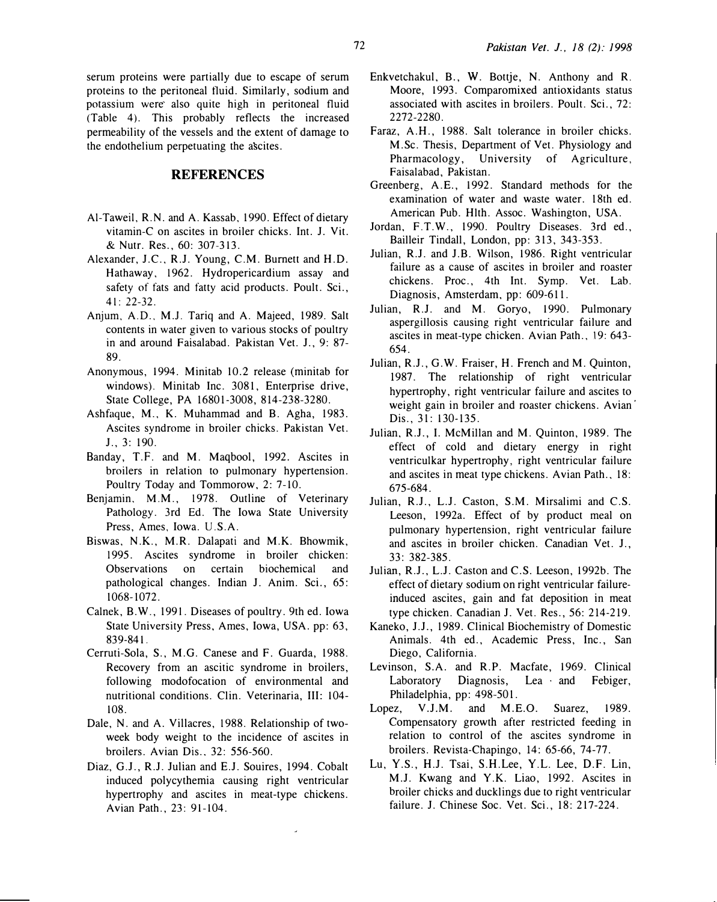serum proteins were partially due to escape of serum proteins to the peritoneal fluid. Similarly, sodium and potassium were also quite high in peritoneal fluid (Table 4). This probably reflects the increased permeability of the vessels and the extent of damage to the endothelium perpetuating the ascites.

## REFERENCES

Al-Taweil, R.N. and A. Kassab, 1990. Effect of dietary vitamin-C on ascites in broiler chicks. Int. J. Vit. & Nutr. Res., 60: 307-313.

Alexander, J.C., R.J. Young, C.M. Burnett and H.D. Hathaway, 1962. Hydropericardium assay and safety of fats and fatty acid products. Poult. Sci., 41: 22-32.

Anjum, A.D., M.J. Tariq and A. Majeed, 1989. Salt contents in water given to various stocks of poultry in and around Faisalabad. Pakistan Vet. J., 9: 87-89.

Anonymous, 1994. Minitab 10.2 release (minitab for windows). Minitab Inc. 3081, Enterprise drive, State College, PA 16801-3008, 814-238-3280.

Ashfaque, M., K. Muhammad and B. Agha, 1983. Ascites syndrome in broiler chicks. Pakistan Vet. J., 3: 190.

Banday, T.F. and M. Maqbool, 1992. Ascites in broilers in relation to pulmonary hypertension. Poultry Today and Tommorow, 2: 7-10.

Benjamin, M.M., 1978. Outline of Veterinary Pathology. 3rd Ed. The Iowa State University Press, Ames, Iowa. U.S.A.

Biswas, N.K., M.R. Dalapati and M.K. Bhowmik, 1995. Ascites syndrome in broiler chicken: Observations on certain biochemical and pathological changes. Indian J. Anim. Sci., 65: 1068-1072.

Calnek, B.W., 1991. Diseases of poultry. 9th ed. Iowa State University Press, Ames, Iowa, USA. pp: 63, 839-841.

Cerruti-Sola, S., M.G. Canese and F. Guarda, 1988. Recovery from an ascitic syndrome in broilers, following modofocation of environmental and nutritional conditions. Clin. Veterinaria, III: 104-108.

Dale, N. and A. Villacres, 1988. Relationship of two-week body weight to the incidence of ascites in broilers. Avian Dis., 32: 556-560.

Diaz, G.J., R.J. Julian and E.J. Souires, 1994. Cobalt induced polycythemia causing right ventricular hypertrophy and ascites in meat-type chickens. Avian Path., 23: 91-104.

Enkvetchakul, B., W. Bottje, N. Anthony and R. Moore, 1993. Comparomixed antioxidants status associated with ascites in broilers. Poult. Sci., 72: 2272-2280.

Faraz, A.H., 1988. Salt tolerance in broiler chicks. M.Sc. Thesis, Department of Vet. Physiology and Pharmacology, University of Agriculture, Faisalabad, Pakistan.

Greenberg, A.E., 1992. Standard methods for the examination of water and waste water. 18th ed. American Pub. Hlth. Assoc. Washington, USA.

Jordan, F.T.W., 1990. Poultry Diseases. 3rd ed., Bailleir Tindall, London, pp: 313, 343-353.

Julian, R.J. and J.B. Wilson, 1986. Right ventricular failure as a cause of ascites in broiler and roaster chickens. Proc., 4th Int. Symp. Vet. Lab. Diagnosis, Amsterdam, pp: 609-611.

Julian, R.J. and M. Goryo, 1990. Pulmonary aspergillosis causing right ventricular failure and ascites in meat-type chicken. Avian Path., 19: 643-654.

Julian, R.J., G.W. Fraiser, H. French and M. Quinton, 1987. The relationship of right ventricular hypertrophy, right ventricular failure and ascites to weight gain in broiler and roaster chickens. Avian Dis., 31: 130-135.

Julian, R.J., I. McMillan and M. Quinton, 1989. The effect of cold and dietary energy in right ventriculkar hypertrophy, right ventricular failure and ascites in meat type chickens. Avian Path., 18: 675-684.

Julian, R.J., L.J. Caston, S.M. Mirsalimi and C.S. Leeson, 1992a. Effect of by product meal on pulmonary hypertension, right ventricular failure and ascites in broiler chicken. Canadian Vet. J., 33: 382-385.

Julian, R.J., L.J. Caston and C.S. Leeson, 1992b. The effect of dietary sodium on right ventricular failure-induced ascites, gain and fat deposition in meat type chicken. Canadian J. Vet. Res., 56: 214-219.

Kaneko, J.J., 1989. Clinical Biochemistry of Domestic Animals. 4th ed., Academic Press, Inc., San Diego, California.

Levinson, S.A. and R.P. Macfate, 1969. Clinical Laboratory Diagnosis, Lea and Febiger, Philadelphia, pp: 498-501.

Lopez, V.J.M. and M.E.O. Suarez, 1989. Compensatory growth after restricted feeding in relation to control of the ascites syndrome in broilers. Revista-Chapingo, 14: 65-66, 74-77.

Lu, Y.S., H.J. Tsai, S.H.Lee, Y.L. Lee, D.F. Lin, M.J. Kwang and Y.K. Liao, 1992. Ascites in broiler chicks and ducklings due to right ventricular failure. J. Chinese Soc. Vet. Sci., 18: 217-224.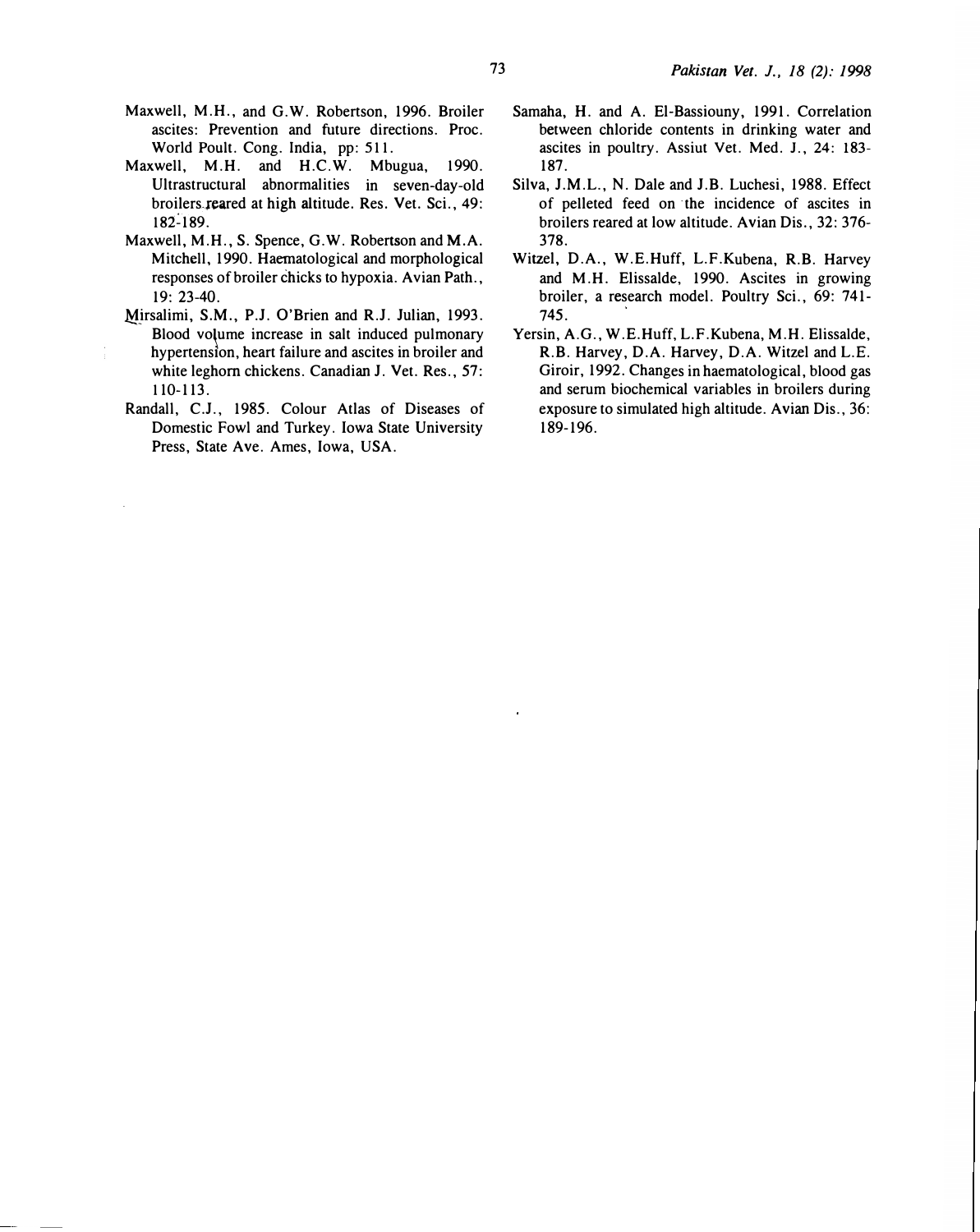Maxwell, M.H., and G.W. Robertson, 1996. Broiler ascites: Prevention and future directions. Proc. World Poult. Cong. India, pp: 511.

Maxwell, M.H. and H.C.W. Mbugua, 1990. Ultrastructural abnormalities in seven-day-old broilers reared at high altitude. Res. Vet. Sci., 49: 182-189.

Maxwell, M.H., S. Spence, G.W. Robertson and M.A. Mitchell, 1990. Haematological and morphological responses of broiler chicks to hypoxia. Avian Path., 19: 23-40.

Mirsalimi, S.M., P.J. O'Brien and R.J. Julian, 1993. Blood volume increase in salt induced pulmonary hypertension, heart failure and ascites in broiler and white leghorn chickens. Canadian J. Vet. Res., 57: 110-113.

Randall, C.J., 1985. Colour Atlas of Diseases of Domestic Fowl and Turkey. Iowa State University Press, State Ave. Ames, Iowa, USA.

Samaha, H. and A. El-Bassiouny, 1991. Correlation between chloride contents in drinking water and ascites in poultry. Assiut Vet. Med. J., 24: 183-187.

Silva, J.M.L., N. Dale and J.B. Luchesi, 1988. Effect of pelleted feed on the incidence of ascites in broilers reared at low altitude. Avian Dis., 32: 376-378.

Witzel, D.A., W.E.Huff, L.F.Kubena, R.B. Harvey and M.H. Elissalde, 1990. Ascites in growing broiler, a research model. Poultry Sci., 69: 741-745.

Yersin, A.G., W.E.Huff, L.F.Kubena, M.H. Elissalde, R.B. Harvey, D.A. Harvey, D.A. Witzel and L.E. Giroir, 1992. Changes in haematological, blood gas and serum biochemical variables in broilers during exposure to simulated high altitude. Avian Dis., 36: 189-196.